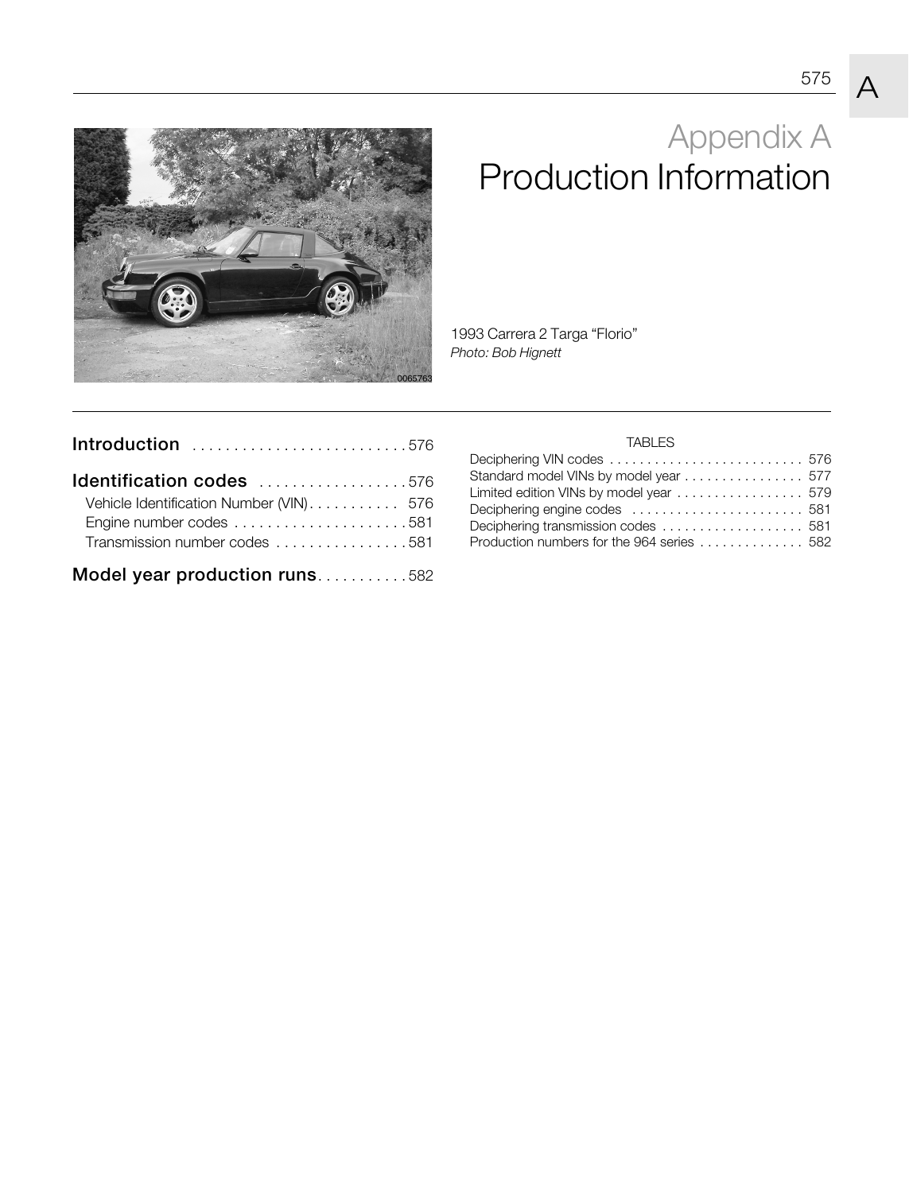// Appendix A
# Production Information

1993 Carrera 2 Targa "Florio"
*Photo: Bob Hignett*

**Introduction** .......................... 576

**Identification codes** .................. 576

- Vehicle Identification Number (VIN)........... 576
- Engine number codes ..................... 581
- Transmission number codes ................ 581

**Model year production runs**........... 582

TABLES

- Deciphering VIN codes .......................... 576
- Standard model VINs by model year ................ 577
- Limited edition VINs by model year ................. 579
- Deciphering engine codes ....................... 581
- Deciphering transmission codes ................... 581
- Production numbers for the 964 series .............. 582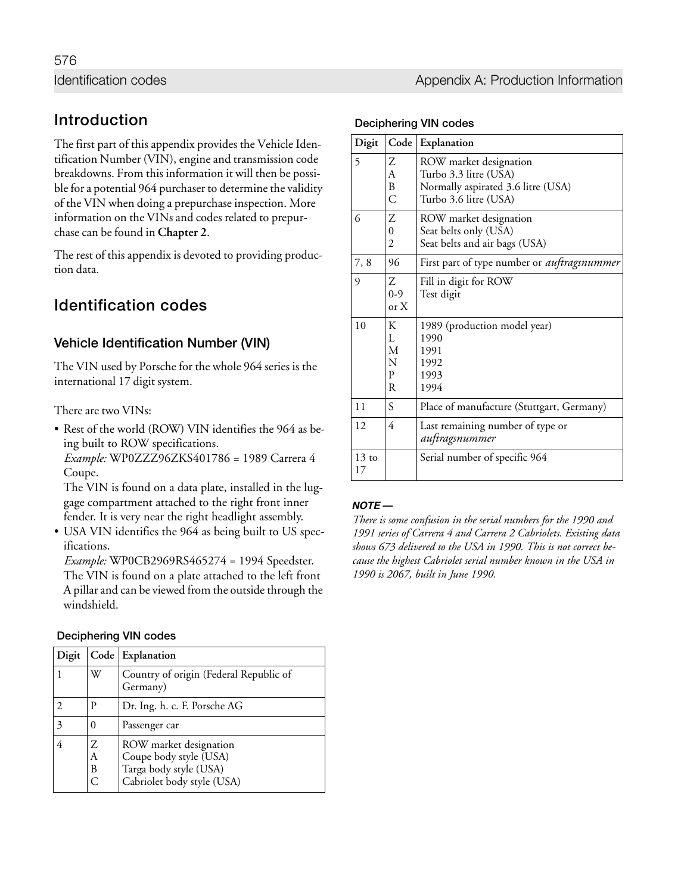## Introduction

The first part of this appendix provides the Vehicle Identification Number (VIN), engine and transmission code breakdowns. From this information it will then be possible for a potential 964 purchaser to determine the validity of the VIN when doing a prepurchase inspection. More information on the VINs and codes related to prepurchase can be found in **Chapter 2**.

The rest of this appendix is devoted to providing production data.

## Identification codes

### Vehicle Identification Number (VIN)

The VIN used by Porsche for the whole 964 series is the international 17 digit system.

There are two VINs:

- Rest of the world (ROW) VIN identifies the 964 as being built to ROW specifications.
  *Example:* WP0ZZZ96ZKS401786 = 1989 Carrera 4 Coupe.
  The VIN is found on a data plate, installed in the luggage compartment attached to the right front inner fender. It is very near the right headlight assembly.
- USA VIN identifies the 964 as being built to US specifications.
  *Example:* WP0CB2969RS465274 = 1994 Speedster.
  The VIN is found on a plate attached to the left front A pillar and can be viewed from the outside through the windshield.

**Deciphering VIN codes**

| Digit | Code | Explanation |
|---|---|---|
| 1 | W | Country of origin (Federal Republic of Germany) |
| 2 | P | Dr. Ing. h. c. F. Porsche AG |
| 3 | 0 | Passenger car |
| 4 | Z<br>A<br>B<br>C | ROW market designation<br>Coupe body style (USA)<br>Targa body style (USA)<br>Cabriolet body style (USA) |
| 5 | Z<br>A<br>B<br>C | ROW market designation<br>Turbo 3.3 litre (USA)<br>Normally aspirated 3.6 litre (USA)<br>Turbo 3.6 litre (USA) |
| 6 | Z<br>0<br>2 | ROW market designation<br>Seat belts only (USA)<br>Seat belts and air bags (USA) |
| 7, 8 | 96 | First part of type number or *auftragsnummer* |
| 9 | Z<br>0-9 or X | Fill in digit for ROW<br>Test digit |
| 10 | K<br>L<br>M<br>N<br>P<br>R | 1989 (production model year)<br>1990<br>1991<br>1992<br>1993<br>1994 |
| 11 | S | Place of manufacture (Stuttgart, Germany) |
| 12 | 4 | Last remaining number of type or *auftragsnummer* |
| 13 to 17 | | Serial number of specific 964 |

***NOTE —***

*There is some confusion in the serial numbers for the 1990 and 1991 series of Carrera 4 and Carrera 2 Cabriolets. Existing data shows 673 delivered to the USA in 1990. This is not correct because the highest Cabriolet serial number known in the USA in 1990 is 2067, built in June 1990.*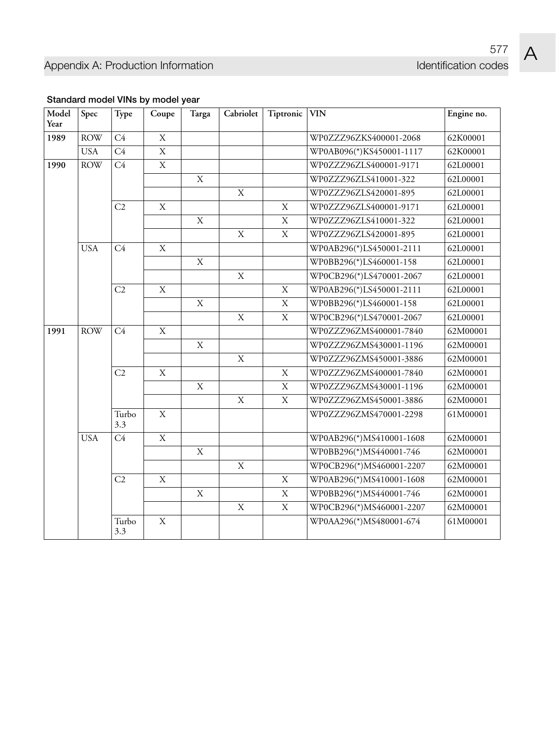## Standard model VINs by model year

| Model Year | Spec | Type | Coupe | Targa | Cabriolet | Tiptronic | VIN | Engine no. |
|---|---|---|---|---|---|---|---|---|
| **1989** | ROW | C4 | X | | | | WP0ZZZ96ZKS400001-2068 | 62K00001 |
| | USA | C4 | X | | | | WP0AB096(*)KS450001-1117 | 62K00001 |
| **1990** | ROW | C4 | X | | | | WP0ZZZ96ZLS400001-9171 | 62L00001 |
| | | | | X | | | WP0ZZZ96ZLS410001-322 | 62L00001 |
| | | | | | X | | WP0ZZZ96ZLS420001-895 | 62L00001 |
| | | C2 | X | | | X | WP0ZZZ96ZLS400001-9171 | 62L00001 |
| | | | | X | | X | WP0ZZZ96ZLS410001-322 | 62L00001 |
| | | | | | X | X | WP0ZZZ96ZLS420001-895 | 62L00001 |
| | USA | C4 | X | | | | WP0AB296(*)LS450001-2111 | 62L00001 |
| | | | | X | | | WP0BB296(*)LS460001-158 | 62L00001 |
| | | | | | X | | WP0CB296(*)LS470001-2067 | 62L00001 |
| | | C2 | X | | | X | WP0AB296(*)LS450001-2111 | 62L00001 |
| | | | | X | | X | WP0BB296(*)LS460001-158 | 62L00001 |
| | | | | | X | X | WP0CB296(*)LS470001-2067 | 62L00001 |
| **1991** | ROW | C4 | X | | | | WP0ZZZ96ZMS400001-7840 | 62M00001 |
| | | | | X | | | WP0ZZZ96ZMS430001-1196 | 62M00001 |
| | | | | | X | | WP0ZZZ96ZMS450001-3886 | 62M00001 |
| | | C2 | X | | | X | WP0ZZZ96ZMS400001-7840 | 62M00001 |
| | | | | X | | X | WP0ZZZ96ZMS430001-1196 | 62M00001 |
| | | | | | X | X | WP0ZZZ96ZMS450001-3886 | 62M00001 |
| | | Turbo 3.3 | X | | | | WP0ZZZ96ZMS470001-2298 | 61M00001 |
| | USA | C4 | X | | | | WP0AB296(*)MS410001-1608 | 62M00001 |
| | | | | X | | | WP0BB296(*)MS440001-746 | 62M00001 |
| | | | | | X | | WP0CB296(*)MS460001-2207 | 62M00001 |
| | | C2 | X | | | X | WP0AB296(*)MS410001-1608 | 62M00001 |
| | | | | X | | X | WP0BB296(*)MS440001-746 | 62M00001 |
| | | | | | X | X | WP0CB296(*)MS460001-2207 | 62M00001 |
| | | Turbo 3.3 | X | | | | WP0AA296(*)MS480001-674 | 61M00001 |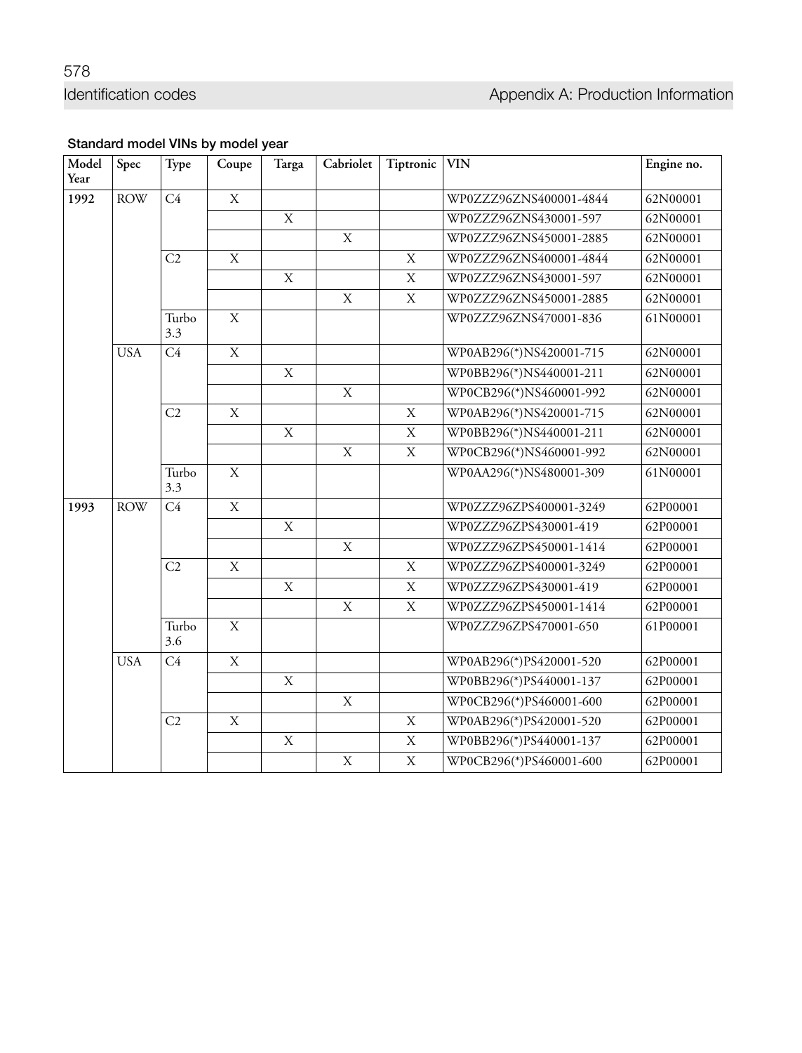### Standard model VINs by model year

| Model Year | Spec | Type | Coupe | Targa | Cabriolet | Tiptronic | VIN | Engine no. |
|---|---|---|---|---|---|---|---|---|
| **1992** | ROW | C4 | X | | | | WP0ZZZ96ZNS400001-4844 | 62N00001 |
| | | | | X | | | WP0ZZZ96ZNS430001-597 | 62N00001 |
| | | | | | X | | WP0ZZZ96ZNS450001-2885 | 62N00001 |
| | | C2 | X | | | X | WP0ZZZ96ZNS400001-4844 | 62N00001 |
| | | | | X | | X | WP0ZZZ96ZNS430001-597 | 62N00001 |
| | | | | | X | X | WP0ZZZ96ZNS450001-2885 | 62N00001 |
| | | Turbo 3.3 | X | | | | WP0ZZZ96ZNS470001-836 | 61N00001 |
| | USA | C4 | X | | | | WP0AB296(*)NS420001-715 | 62N00001 |
| | | | | X | | | WP0BB296(*)NS440001-211 | 62N00001 |
| | | | | | X | | WP0CB296(*)NS460001-992 | 62N00001 |
| | | C2 | X | | | X | WP0AB296(*)NS420001-715 | 62N00001 |
| | | | | X | | X | WP0BB296(*)NS440001-211 | 62N00001 |
| | | | | | X | X | WP0CB296(*)NS460001-992 | 62N00001 |
| | | Turbo 3.3 | X | | | | WP0AA296(*)NS480001-309 | 61N00001 |
| **1993** | ROW | C4 | X | | | | WP0ZZZ96ZPS400001-3249 | 62P00001 |
| | | | | X | | | WP0ZZZ96ZPS430001-419 | 62P00001 |
| | | | | | X | | WP0ZZZ96ZPS450001-1414 | 62P00001 |
| | | C2 | X | | | X | WP0ZZZ96ZPS400001-3249 | 62P00001 |
| | | | | X | | X | WP0ZZZ96ZPS430001-419 | 62P00001 |
| | | | | | X | X | WP0ZZZ96ZPS450001-1414 | 62P00001 |
| | | Turbo 3.6 | X | | | | WP0ZZZ96ZPS470001-650 | 61P00001 |
| | USA | C4 | X | | | | WP0AB296(*)PS420001-520 | 62P00001 |
| | | | | X | | | WP0BB296(*)PS440001-137 | 62P00001 |
| | | | | | X | | WP0CB296(*)PS460001-600 | 62P00001 |
| | | C2 | X | | | X | WP0AB296(*)PS420001-520 | 62P00001 |
| | | | | X | | X | WP0BB296(*)PS440001-137 | 62P00001 |
| | | | | | X | X | WP0CB296(*)PS460001-600 | 62P00001 |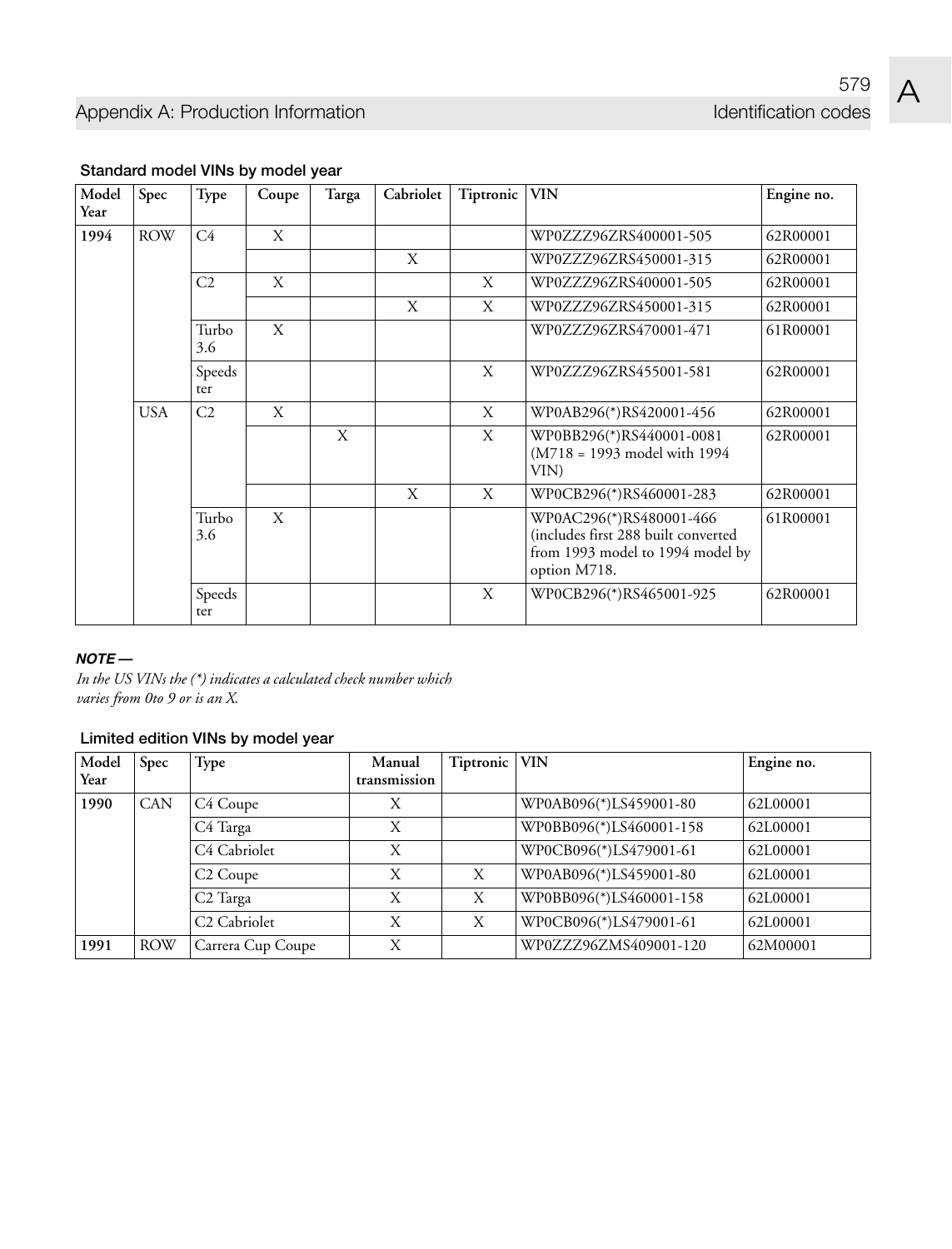### Standard model VINs by model year

| Model Year | Spec | Type | Coupe | Targa | Cabriolet | Tiptronic | VIN | Engine no. |
|---|---|---|---|---|---|---|---|---|
| **1994** | ROW | C4 | X | | | | WP0ZZZ96ZRS400001-505 | 62R00001 |
| | | | | | X | | WP0ZZZ96ZRS450001-315 | 62R00001 |
| | | C2 | X | | | X | WP0ZZZ96ZRS400001-505 | 62R00001 |
| | | | | | X | X | WP0ZZZ96ZRS450001-315 | 62R00001 |
| | | Turbo 3.6 | X | | | | WP0ZZZ96ZRS470001-471 | 61R00001 |
| | | Speedster | | | | X | WP0ZZZ96ZRS455001-581 | 62R00001 |
| | USA | C2 | X | | | X | WP0AB296(*)RS420001-456 | 62R00001 |
| | | | | X | | X | WP0BB296(*)RS440001-0081 (M718 = 1993 model with 1994 VIN) | 62R00001 |
| | | | | | X | X | WP0CB296(*)RS460001-283 | 62R00001 |
| | | Turbo 3.6 | X | | | | WP0AC296(*)RS480001-466 (includes first 288 built converted from 1993 model to 1994 model by option M718. | 61R00001 |
| | | Speedster | | | | X | WP0CB296(*)RS465001-925 | 62R00001 |

***NOTE —***

*In the US VINs the (*) indicates a calculated check number which varies from 0to 9 or is an X.*

### Limited edition VINs by model year

| Model Year | Spec | Type | Manual transmission | Tiptronic | VIN | Engine no. |
|---|---|---|---|---|---|---|
| **1990** | CAN | C4 Coupe | X | | WP0AB096(*)LS459001-80 | 62L00001 |
| | | C4 Targa | X | | WP0BB096(*)LS460001-158 | 62L00001 |
| | | C4 Cabriolet | X | | WP0CB096(*)LS479001-61 | 62L00001 |
| | | C2 Coupe | X | X | WP0AB096(*)LS459001-80 | 62L00001 |
| | | C2 Targa | X | X | WP0BB096(*)LS460001-158 | 62L00001 |
| | | C2 Cabriolet | X | X | WP0CB096(*)LS479001-61 | 62L00001 |
| **1991** | ROW | Carrera Cup Coupe | X | | WP0ZZZ96ZMS409001-120 | 62M00001 |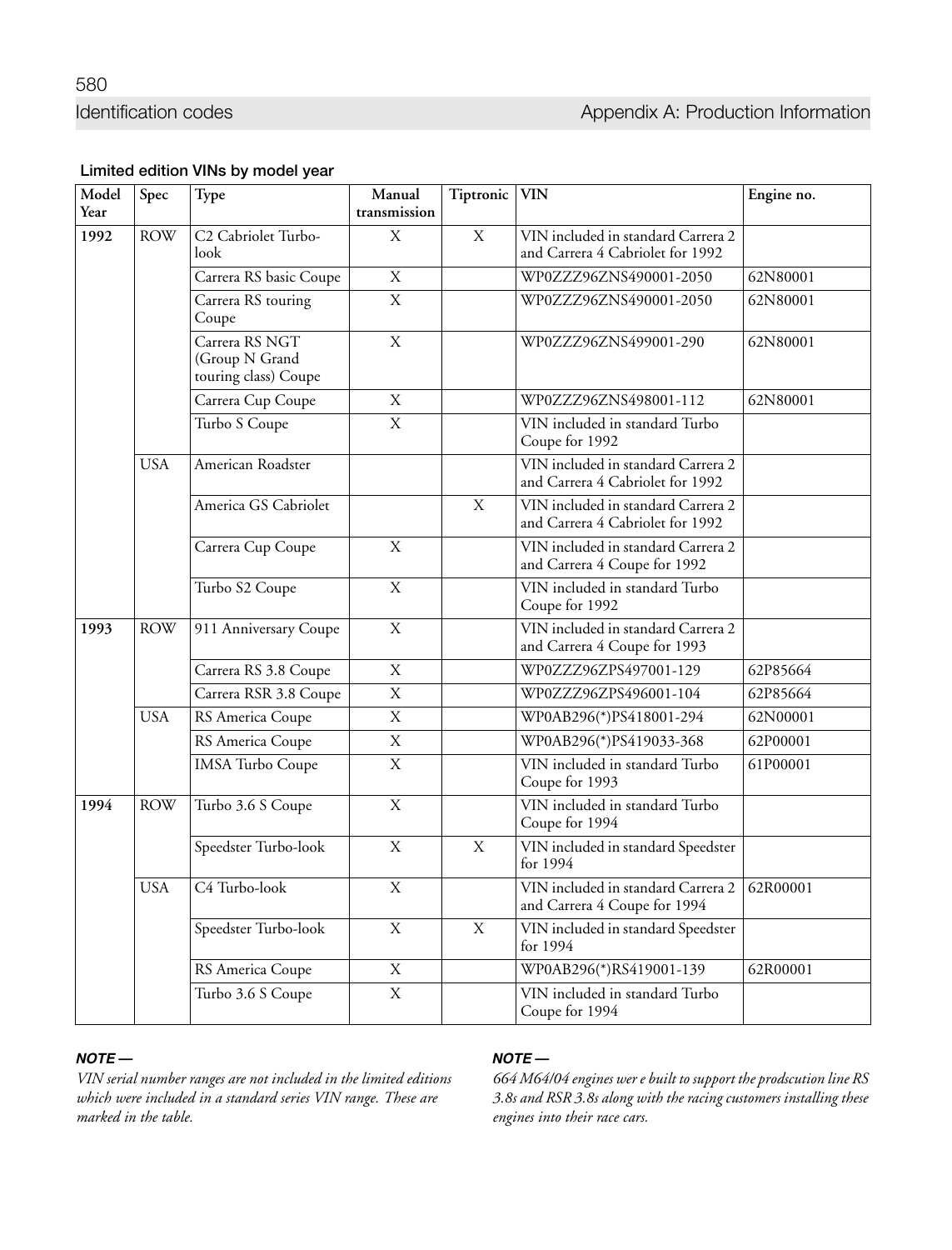### Limited edition VINs by model year

| Model Year | Spec | Type | Manual transmission | Tiptronic | VIN | Engine no. |
| --- | --- | --- | --- | --- | --- | --- |
| **1992** | ROW | C2 Cabriolet Turbo-look | X | X | VIN included in standard Carrera 2 and Carrera 4 Cabriolet for 1992 | |
| | | Carrera RS basic Coupe | X | | WP0ZZZ96ZNS490001-2050 | 62N80001 |
| | | Carrera RS touring Coupe | X | | WP0ZZZ96ZNS490001-2050 | 62N80001 |
| | | Carrera RS NGT (Group N Grand touring class) Coupe | X | | WP0ZZZ96ZNS499001-290 | 62N80001 |
| | | Carrera Cup Coupe | X | | WP0ZZZ96ZNS498001-112 | 62N80001 |
| | | Turbo S Coupe | X | | VIN included in standard Turbo Coupe for 1992 | |
| | USA | American Roadster | | | VIN included in standard Carrera 2 and Carrera 4 Cabriolet for 1992 | |
| | | America GS Cabriolet | | X | VIN included in standard Carrera 2 and Carrera 4 Cabriolet for 1992 | |
| | | Carrera Cup Coupe | X | | VIN included in standard Carrera 2 and Carrera 4 Coupe for 1992 | |
| | | Turbo S2 Coupe | X | | VIN included in standard Turbo Coupe for 1992 | |
| **1993** | ROW | 911 Anniversary Coupe | X | | VIN included in standard Carrera 2 and Carrera 4 Coupe for 1993 | |
| | | Carrera RS 3.8 Coupe | X | | WP0ZZZ96ZPS497001-129 | 62P85664 |
| | | Carrera RSR 3.8 Coupe | X | | WP0ZZZ96ZPS496001-104 | 62P85664 |
| | USA | RS America Coupe | X | | WP0AB296(*)PS418001-294 | 62N00001 |
| | | RS America Coupe | X | | WP0AB296(*)PS419033-368 | 62P00001 |
| | | IMSA Turbo Coupe | X | | VIN included in standard Turbo Coupe for 1993 | 61P00001 |
| **1994** | ROW | Turbo 3.6 S Coupe | X | | VIN included in standard Turbo Coupe for 1994 | |
| | | Speedster Turbo-look | X | X | VIN included in standard Speedster for 1994 | |
| | USA | C4 Turbo-look | X | | VIN included in standard Carrera 2 and Carrera 4 Coupe for 1994 | 62R00001 |
| | | Speedster Turbo-look | X | X | VIN included in standard Speedster for 1994 | |
| | | RS America Coupe | X | | WP0AB296(*)RS419001-139 | 62R00001 |
| | | Turbo 3.6 S Coupe | X | | VIN included in standard Turbo Coupe for 1994 | |

***NOTE —***

*VIN serial number ranges are not included in the limited editions which were included in a standard series VIN range. These are marked in the table.*

***NOTE —***

*664 M64/04 engines wer e built to support the prodscution line RS 3.8s and RSR 3.8s along with the racing customers installing these engines into their race cars.*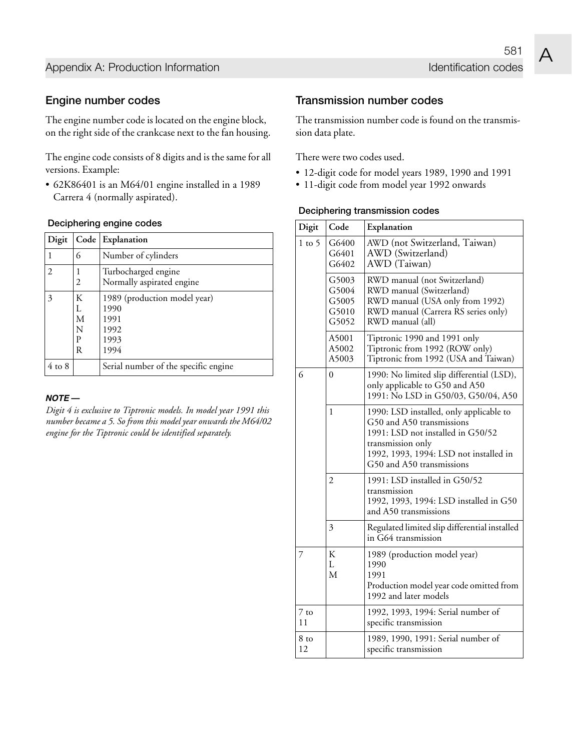## Engine number codes

The engine number code is located on the engine block, on the right side of the crankcase next to the fan housing.

The engine code consists of 8 digits and is the same for all versions. Example:

- 62K86401 is an M64/01 engine installed in a 1989 Carrera 4 (normally aspirated).

**Deciphering engine codes**

| Digit | Code | Explanation |
|---|---|---|
| 1 | 6 | Number of cylinders |
| 2 | 1<br>2 | Turbocharged engine<br>Normally aspirated engine |
| 3 | K<br>L<br>M<br>N<br>P<br>R | 1989 (production model year)<br>1990<br>1991<br>1992<br>1993<br>1994 |
| 4 to 8 | | Serial number of the specific engine |

***NOTE —***

*Digit 4 is exclusive to Tiptronic models. In model year 1991 this number became a 5. So from this model year onwards the M64/02 engine for the Tiptronic could be identified separately.*

## Transmission number codes

The transmission number code is found on the transmission data plate.

There were two codes used.

- 12-digit code for model years 1989, 1990 and 1991
- 11-digit code from model year 1992 onwards

**Deciphering transmission codes**

| Digit | Code | Explanation |
|---|---|---|
| 1 to 5 | G6400<br>G6401<br>G6402 | AWD (not Switzerland, Taiwan)<br>AWD (Switzerland)<br>AWD (Taiwan) |
| | G5003<br>G5004<br>G5005<br>G5010<br>G5052 | RWD manual (not Switzerland)<br>RWD manual (Switzerland)<br>RWD manual (USA only from 1992)<br>RWD manual (Carrera RS series only)<br>RWD manual (all) |
| | A5001<br>A5002<br>A5003 | Tiptronic 1990 and 1991 only<br>Tiptronic from 1992 (ROW only)<br>Tiptronic from 1992 (USA and Taiwan) |
| 6 | 0 | 1990: No limited slip differential (LSD), only applicable to G50 and A50<br>1991: No LSD in G50/03, G50/04, A50 |
| | 1 | 1990: LSD installed, only applicable to G50 and A50 transmissions<br>1991: LSD not installed in G50/52 transmission only<br>1992, 1993, 1994: LSD not installed in G50 and A50 transmissions |
| | 2 | 1991: LSD installed in G50/52 transmission<br>1992, 1993, 1994: LSD installed in G50 and A50 transmissions |
| | 3 | Regulated limited slip differential installed in G64 transmission |
| 7 | K<br>L<br>M | 1989 (production model year)<br>1990<br>1991<br>Production model year code omitted from 1992 and later models |
| 7 to 11 | | 1992, 1993, 1994: Serial number of specific transmission |
| 8 to 12 | | 1989, 1990, 1991: Serial number of specific transmission |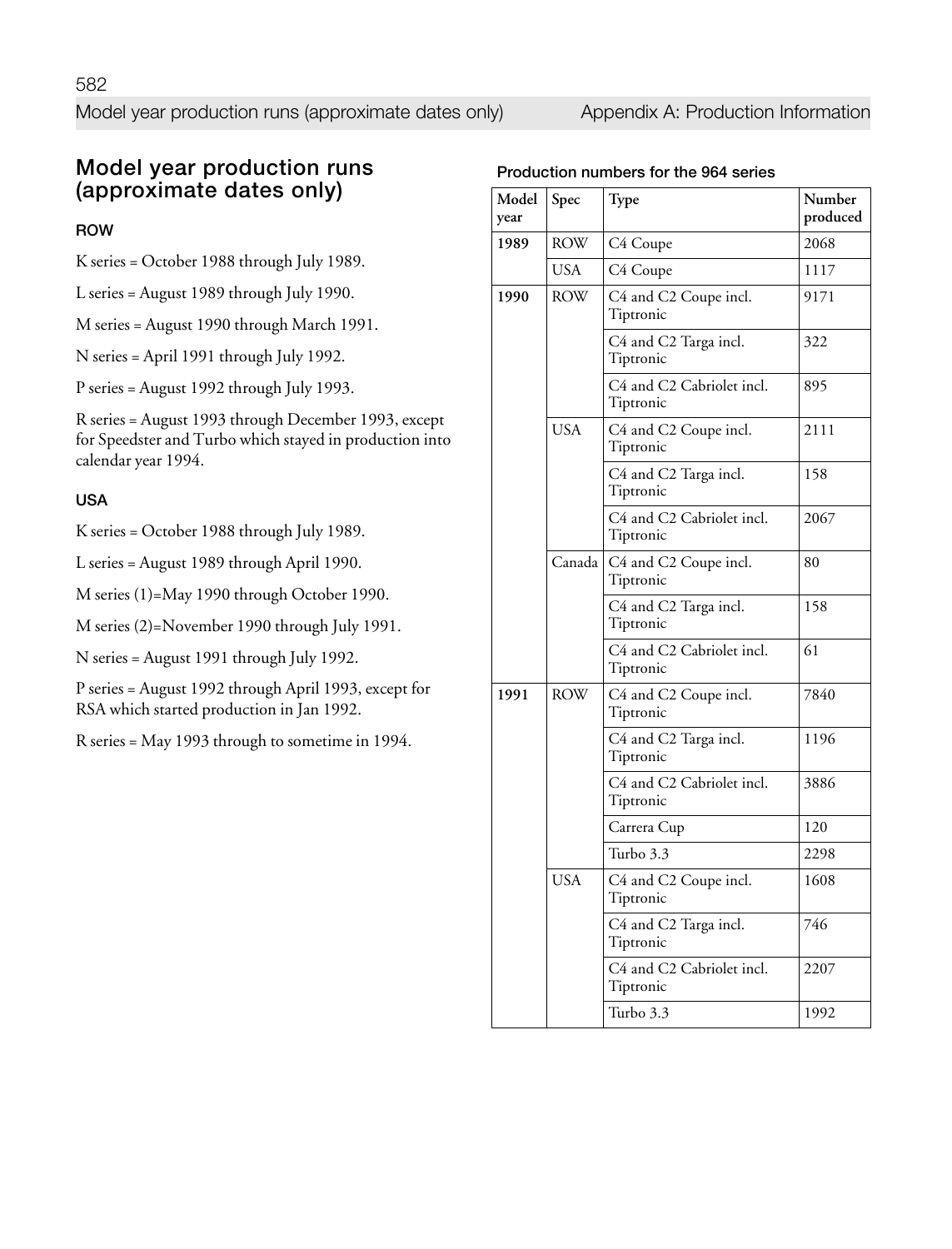## Model year production runs (approximate dates only)

### ROW

K series = October 1988 through July 1989.

L series = August 1989 through July 1990.

M series = August 1990 through March 1991.

N series = April 1991 through July 1992.

P series = August 1992 through July 1993.

R series = August 1993 through December 1993, except for Speedster and Turbo which stayed in production into calendar year 1994.

### USA

K series = October 1988 through July 1989.

L series = August 1989 through April 1990.

M series (1)=May 1990 through October 1990.

M series (2)=November 1990 through July 1991.

N series = August 1991 through July 1992.

P series = August 1992 through April 1993, except for RSA which started production in Jan 1992.

R series = May 1993 through to sometime in 1994.

### Production numbers for the 964 series

| Model year | Spec | Type | Number produced |
|---|---|---|---|
| **1989** | ROW | C4 Coupe | 2068 |
| | USA | C4 Coupe | 1117 |
| **1990** | ROW | C4 and C2 Coupe incl. Tiptronic | 9171 |
| | | C4 and C2 Targa incl. Tiptronic | 322 |
| | | C4 and C2 Cabriolet incl. Tiptronic | 895 |
| | USA | C4 and C2 Coupe incl. Tiptronic | 2111 |
| | | C4 and C2 Targa incl. Tiptronic | 158 |
| | | C4 and C2 Cabriolet incl. Tiptronic | 2067 |
| | Canada | C4 and C2 Coupe incl. Tiptronic | 80 |
| | | C4 and C2 Targa incl. Tiptronic | 158 |
| | | C4 and C2 Cabriolet incl. Tiptronic | 61 |
| **1991** | ROW | C4 and C2 Coupe incl. Tiptronic | 7840 |
| | | C4 and C2 Targa incl. Tiptronic | 1196 |
| | | C4 and C2 Cabriolet incl. Tiptronic | 3886 |
| | | Carrera Cup | 120 |
| | | Turbo 3.3 | 2298 |
| | USA | C4 and C2 Coupe incl. Tiptronic | 1608 |
| | | C4 and C2 Targa incl. Tiptronic | 746 |
| | | C4 and C2 Cabriolet incl. Tiptronic | 2207 |
| | | Turbo 3.3 | 1992 |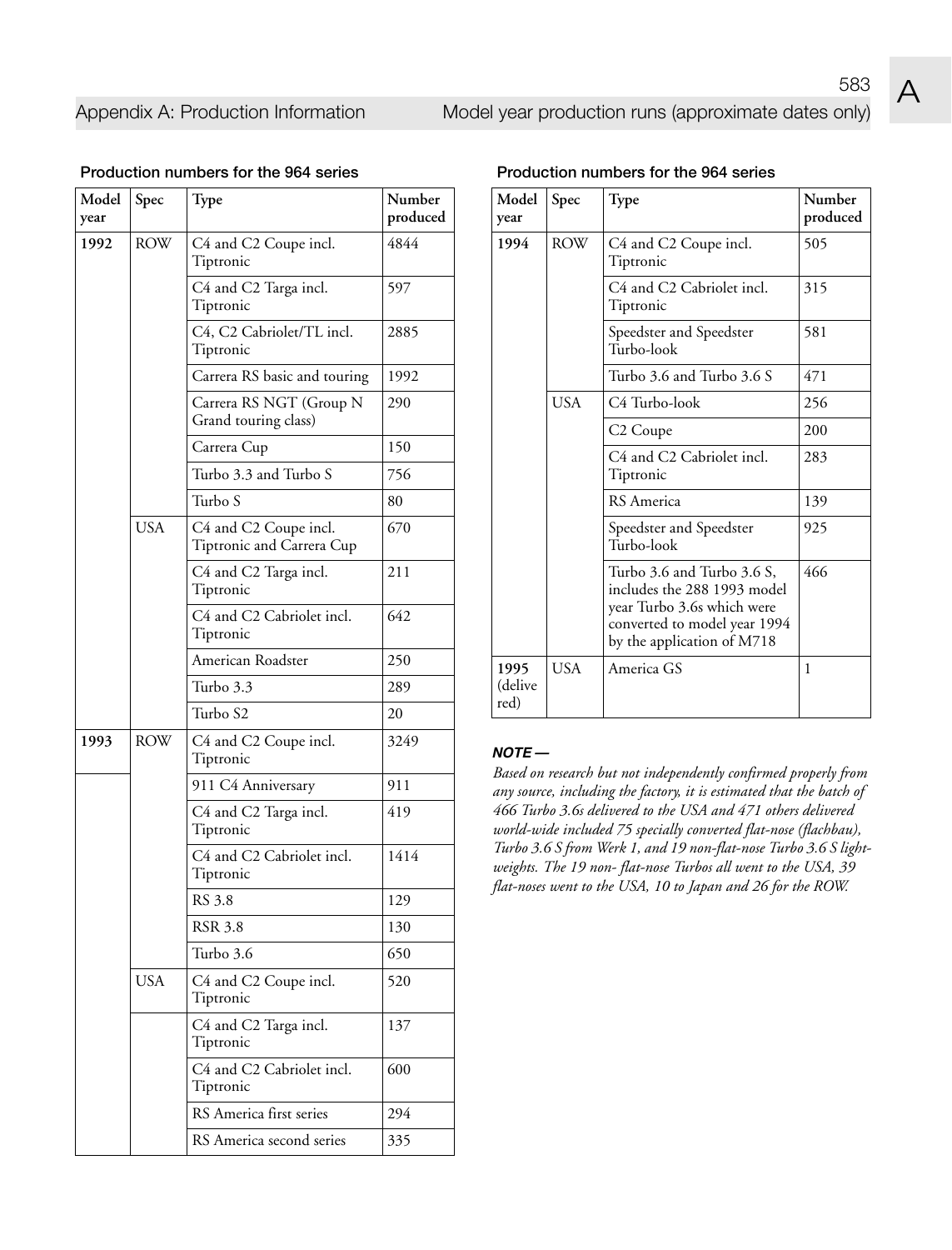### Production numbers for the 964 series

| Model year | Spec | Type | Number produced |
|---|---|---|---|
| **1992** | ROW | C4 and C2 Coupe incl. Tiptronic | 4844 |
| | | C4 and C2 Targa incl. Tiptronic | 597 |
| | | C4, C2 Cabriolet/TL incl. Tiptronic | 2885 |
| | | Carrera RS basic and touring | 1992 |
| | | Carrera RS NGT (Group N Grand touring class) | 290 |
| | | Carrera Cup | 150 |
| | | Turbo 3.3 and Turbo S | 756 |
| | | Turbo S | 80 |
| | USA | C4 and C2 Coupe incl. Tiptronic and Carrera Cup | 670 |
| | | C4 and C2 Targa incl. Tiptronic | 211 |
| | | C4 and C2 Cabriolet incl. Tiptronic | 642 |
| | | American Roadster | 250 |
| | | Turbo 3.3 | 289 |
| | | Turbo S2 | 20 |
| **1993** | ROW | C4 and C2 Coupe incl. Tiptronic | 3249 |
| | | 911 C4 Anniversary | 911 |
| | | C4 and C2 Targa incl. Tiptronic | 419 |
| | | C4 and C2 Cabriolet incl. Tiptronic | 1414 |
| | | RS 3.8 | 129 |
| | | RSR 3.8 | 130 |
| | | Turbo 3.6 | 650 |
| | USA | C4 and C2 Coupe incl. Tiptronic | 520 |
| | | C4 and C2 Targa incl. Tiptronic | 137 |
| | | C4 and C2 Cabriolet incl. Tiptronic | 600 |
| | | RS America first series | 294 |
| | | RS America second series | 335 |

### Production numbers for the 964 series

| Model year | Spec | Type | Number produced |
|---|---|---|---|
| **1994** | ROW | C4 and C2 Coupe incl. Tiptronic | 505 |
| | | C4 and C2 Cabriolet incl. Tiptronic | 315 |
| | | Speedster and Speedster Turbo-look | 581 |
| | | Turbo 3.6 and Turbo 3.6 S | 471 |
| | USA | C4 Turbo-look | 256 |
| | | C2 Coupe | 200 |
| | | C4 and C2 Cabriolet incl. Tiptronic | 283 |
| | | RS America | 139 |
| | | Speedster and Speedster Turbo-look | 925 |
| | | Turbo 3.6 and Turbo 3.6 S, includes the 288 1993 model year Turbo 3.6s which were converted to model year 1994 by the application of M718 | 466 |
| **1995** (delivered) | USA | America GS | 1 |

***NOTE —***

*Based on research but not independently confirmed properly from any source, including the factory, it is estimated that the batch of 466 Turbo 3.6s delivered to the USA and 471 others delivered world-wide included 75 specially converted flat-nose (flachbau), Turbo 3.6 S from Werk 1, and 19 non-flat-nose Turbo 3.6 S light-weights. The 19 non- flat-nose Turbos all went to the USA, 39 flat-noses went to the USA, 10 to Japan and 26 for the ROW.*